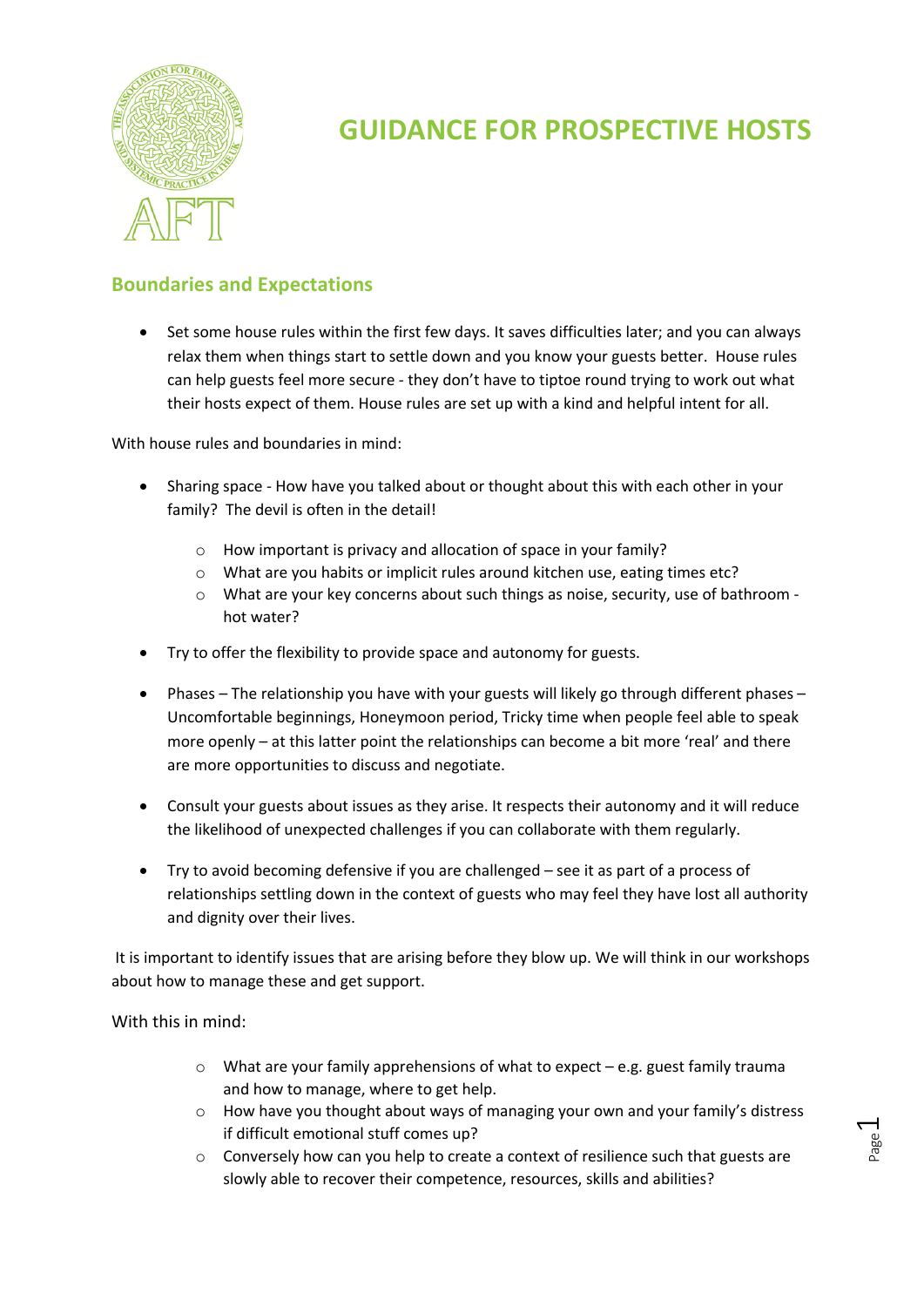# GUIDANCE FOR PROSPECTIVE HOSTS

## Boundaries and Expectations

- Set some house rules within the first few days. It saves difficulties later; and you can always relax them when things start to settle down and you know your guests better. House rules can help guests feel more secure - they don't have to tiptoe round trying to work out what their hosts expect of them. House rules are set up with a kind and helpful intent for all.

With house rules and boundaries in mind:

- Sharing space - How have you talked about or thought about this with each other in your family? The devil is often in the detail!
  - How important is privacy and allocation of space in your family?
  - What are you habits or implicit rules around kitchen use, eating times etc?
  - What are your key concerns about such things as noise, security, use of bathroom - hot water?
- Try to offer the flexibility to provide space and autonomy for guests.
- Phases – The relationship you have with your guests will likely go through different phases – Uncomfortable beginnings, Honeymoon period, Tricky time when people feel able to speak more openly – at this latter point the relationships can become a bit more 'real' and there are more opportunities to discuss and negotiate.
- Consult your guests about issues as they arise. It respects their autonomy and it will reduce the likelihood of unexpected challenges if you can collaborate with them regularly.
- Try to avoid becoming defensive if you are challenged – see it as part of a process of relationships settling down in the context of guests who may feel they have lost all authority and dignity over their lives.

It is important to identify issues that are arising before they blow up. We will think in our workshops about how to manage these and get support.

With this in mind:

- What are your family apprehensions of what to expect – e.g. guest family trauma and how to manage, where to get help.
- How have you thought about ways of managing your own and your family's distress if difficult emotional stuff comes up?
- Conversely how can you help to create a context of resilience such that guests are slowly able to recover their competence, resources, skills and abilities?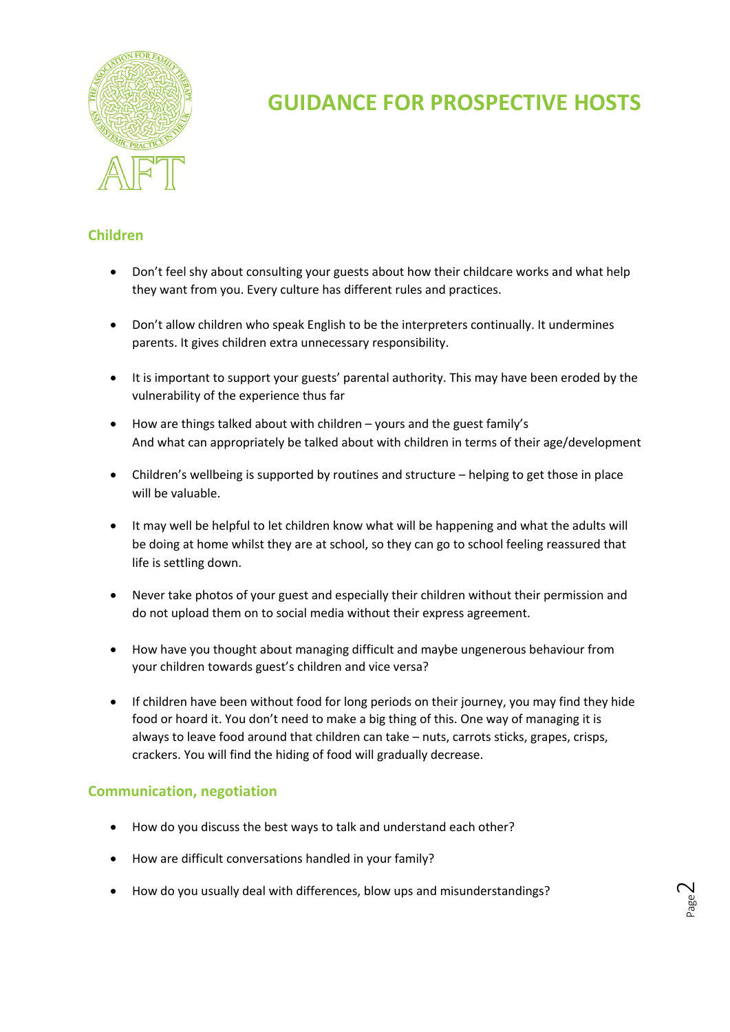# GUIDANCE FOR PROSPECTIVE HOSTS

## Children

- Don't feel shy about consulting your guests about how their childcare works and what help they want from you. Every culture has different rules and practices.

- Don't allow children who speak English to be the interpreters continually. It undermines parents. It gives children extra unnecessary responsibility.

- It is important to support your guests' parental authority. This may have been eroded by the vulnerability of the experience thus far

- How are things talked about with children – yours and the guest family's
  And what can appropriately be talked about with children in terms of their age/development

- Children's wellbeing is supported by routines and structure – helping to get those in place will be valuable.

- It may well be helpful to let children know what will be happening and what the adults will be doing at home whilst they are at school, so they can go to school feeling reassured that life is settling down.

- Never take photos of your guest and especially their children without their permission and do not upload them on to social media without their express agreement.

- How have you thought about managing difficult and maybe ungenerous behaviour from your children towards guest's children and vice versa?

- If children have been without food for long periods on their journey, you may find they hide food or hoard it. You don't need to make a big thing of this. One way of managing it is always to leave food around that children can take – nuts, carrots sticks, grapes, crisps, crackers. You will find the hiding of food will gradually decrease.

## Communication, negotiation

- How do you discuss the best ways to talk and understand each other?

- How are difficult conversations handled in your family?

- How do you usually deal with differences, blow ups and misunderstandings?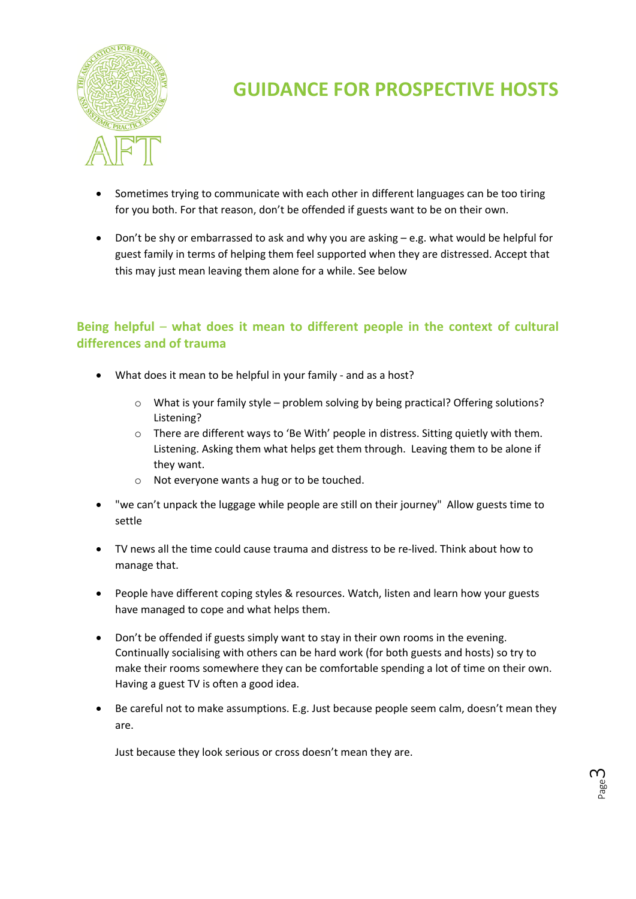- Sometimes trying to communicate with each other in different languages can be too tiring for you both. For that reason, don't be offended if guests want to be on their own.

- Don't be shy or embarrassed to ask and why you are asking – e.g. what would be helpful for guest family in terms of helping them feel supported when they are distressed. Accept that this may just mean leaving them alone for a while. See below

## Being helpful – what does it mean to different people in the context of cultural differences and of trauma

- What does it mean to be helpful in your family - and as a host?
  - What is your family style – problem solving by being practical? Offering solutions? Listening?
  - There are different ways to 'Be With' people in distress. Sitting quietly with them. Listening. Asking them what helps get them through. Leaving them to be alone if they want.
  - Not everyone wants a hug or to be touched.

- "we can't unpack the luggage while people are still on their journey" Allow guests time to settle

- TV news all the time could cause trauma and distress to be re-lived. Think about how to manage that.

- People have different coping styles & resources. Watch, listen and learn how your guests have managed to cope and what helps them.

- Don't be offended if guests simply want to stay in their own rooms in the evening. Continually socialising with others can be hard work (for both guests and hosts) so try to make their rooms somewhere they can be comfortable spending a lot of time on their own. Having a guest TV is often a good idea.

- Be careful not to make assumptions. E.g. Just because people seem calm, doesn't mean they are.

  Just because they look serious or cross doesn't mean they are.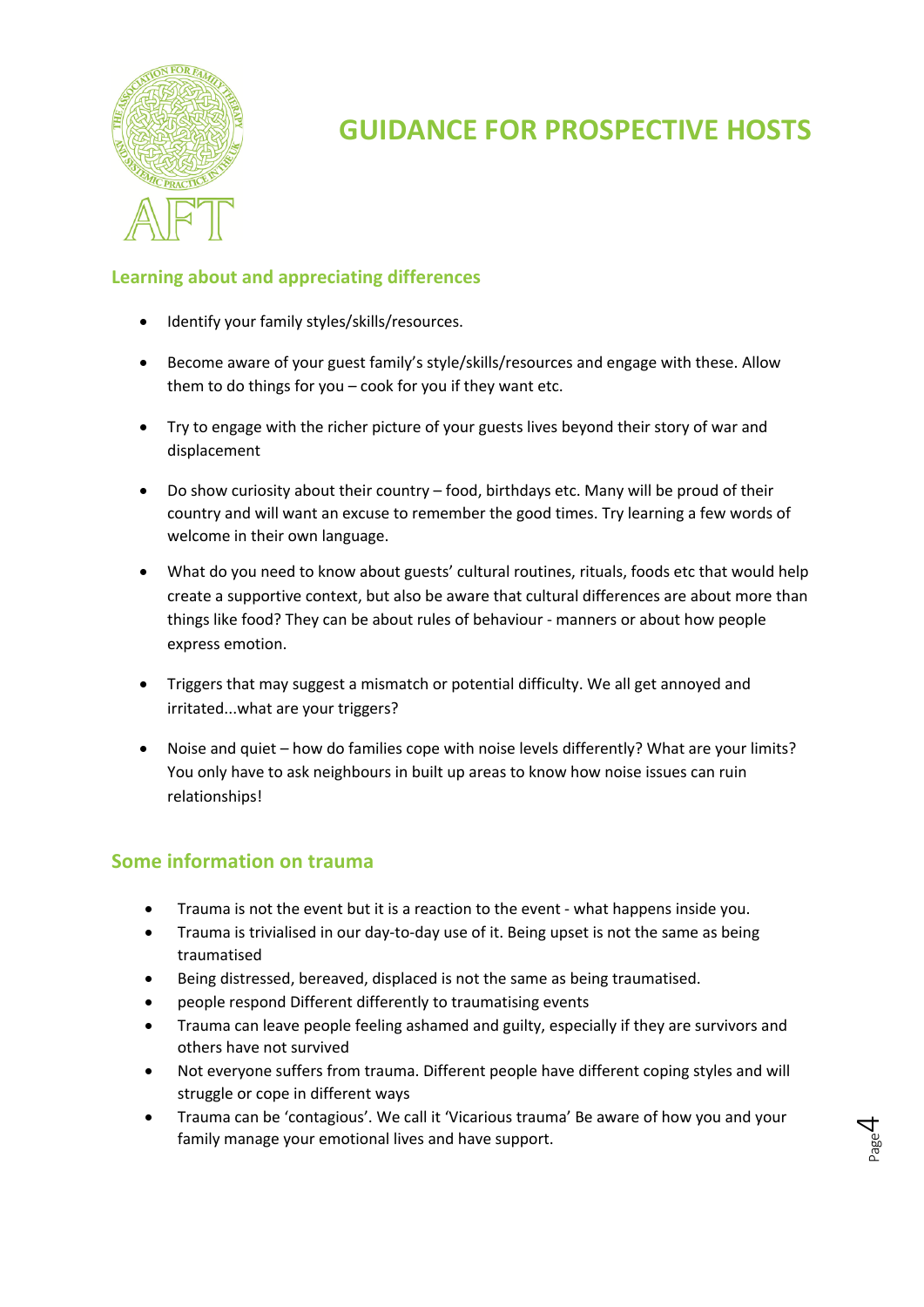# GUIDANCE FOR PROSPECTIVE HOSTS

## Learning about and appreciating differences

- Identify your family styles/skills/resources.
- Become aware of your guest family's style/skills/resources and engage with these. Allow them to do things for you – cook for you if they want etc.
- Try to engage with the richer picture of your guests lives beyond their story of war and displacement
- Do show curiosity about their country – food, birthdays etc. Many will be proud of their country and will want an excuse to remember the good times. Try learning a few words of welcome in their own language.
- What do you need to know about guests' cultural routines, rituals, foods etc that would help create a supportive context, but also be aware that cultural differences are about more than things like food? They can be about rules of behaviour - manners or about how people express emotion.
- Triggers that may suggest a mismatch or potential difficulty. We all get annoyed and irritated...what are your triggers?
- Noise and quiet – how do families cope with noise levels differently? What are your limits? You only have to ask neighbours in built up areas to know how noise issues can ruin relationships!

## Some information on trauma

- Trauma is not the event but it is a reaction to the event - what happens inside you.
- Trauma is trivialised in our day-to-day use of it. Being upset is not the same as being traumatised
- Being distressed, bereaved, displaced is not the same as being traumatised.
- people respond Different differently to traumatising events
- Trauma can leave people feeling ashamed and guilty, especially if they are survivors and others have not survived
- Not everyone suffers from trauma. Different people have different coping styles and will struggle or cope in different ways
- Trauma can be 'contagious'. We call it 'Vicarious trauma' Be aware of how you and your family manage your emotional lives and have support.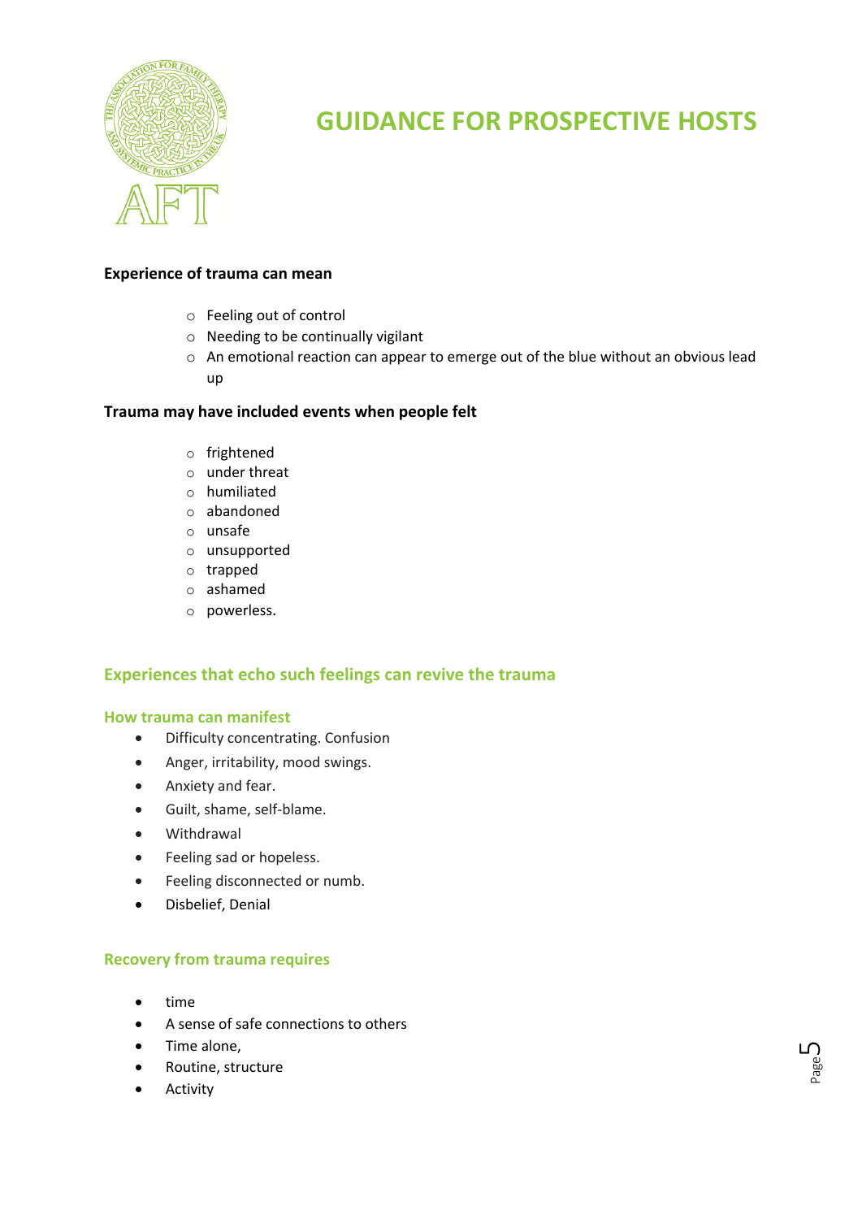# GUIDANCE FOR PROSPECTIVE HOSTS

**Experience of trauma can mean**

- Feeling out of control
- Needing to be continually vigilant
- An emotional reaction can appear to emerge out of the blue without an obvious lead up

**Trauma may have included events when people felt**

- frightened
- under threat
- humiliated
- abandoned
- unsafe
- unsupported
- trapped
- ashamed
- powerless.

## Experiences that echo such feelings can revive the trauma

### How trauma can manifest

- Difficulty concentrating. Confusion
- Anger, irritability, mood swings.
- Anxiety and fear.
- Guilt, shame, self-blame.
- Withdrawal
- Feeling sad or hopeless.
- Feeling disconnected or numb.
- Disbelief, Denial

### Recovery from trauma requires

- time
- A sense of safe connections to others
- Time alone,
- Routine, structure
- Activity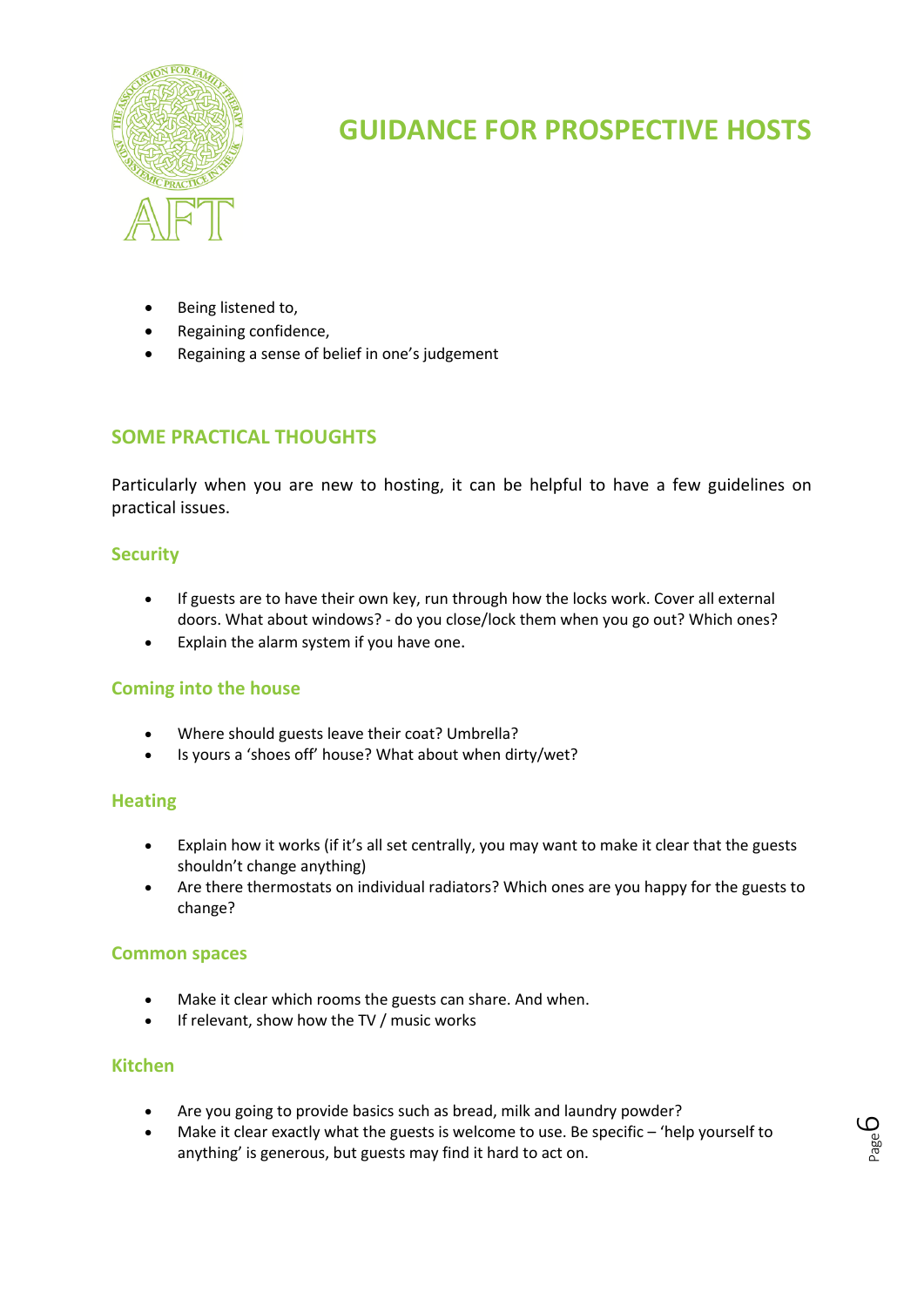- Being listened to,
- Regaining confidence,
- Regaining a sense of belief in one's judgement

## SOME PRACTICAL THOUGHTS

Particularly when you are new to hosting, it can be helpful to have a few guidelines on practical issues.

### Security

- If guests are to have their own key, run through how the locks work. Cover all external doors. What about windows? - do you close/lock them when you go out? Which ones?
- Explain the alarm system if you have one.

### Coming into the house

- Where should guests leave their coat? Umbrella?
- Is yours a 'shoes off' house? What about when dirty/wet?

### Heating

- Explain how it works (if it's all set centrally, you may want to make it clear that the guests shouldn't change anything)
- Are there thermostats on individual radiators? Which ones are you happy for the guests to change?

### Common spaces

- Make it clear which rooms the guests can share. And when.
- If relevant, show how the TV / music works

### Kitchen

- Are you going to provide basics such as bread, milk and laundry powder?
- Make it clear exactly what the guests is welcome to use. Be specific – 'help yourself to anything' is generous, but guests may find it hard to act on.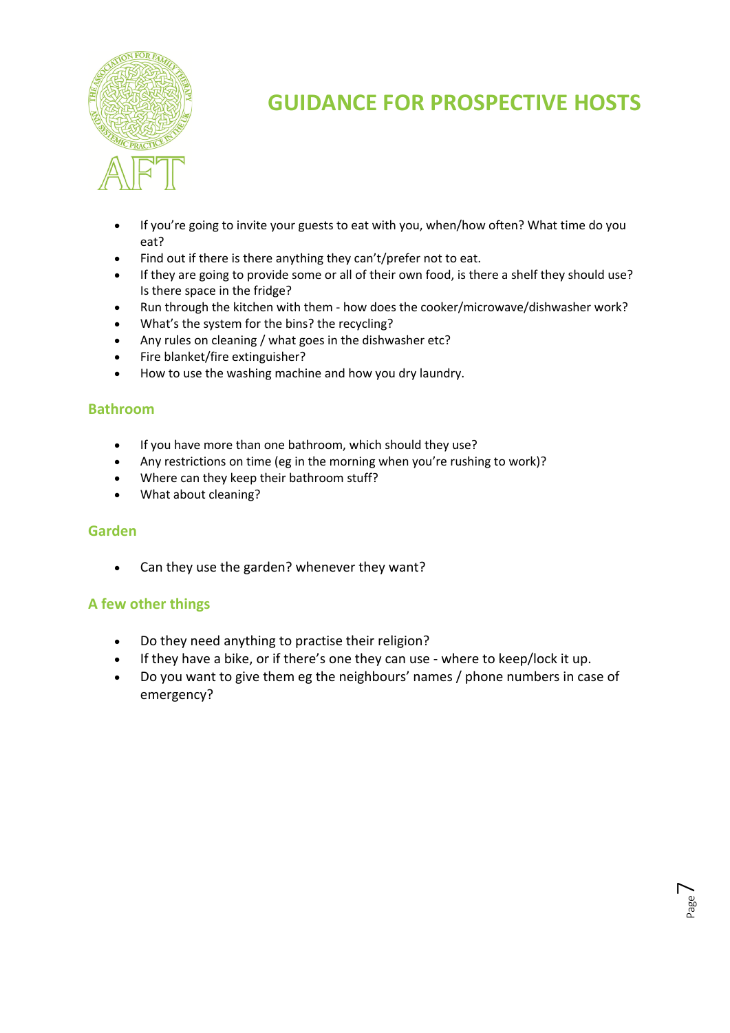# GUIDANCE FOR PROSPECTIVE HOSTS

- If you're going to invite your guests to eat with you, when/how often? What time do you eat?
- Find out if there is there anything they can't/prefer not to eat.
- If they are going to provide some or all of their own food, is there a shelf they should use? Is there space in the fridge?
- Run through the kitchen with them - how does the cooker/microwave/dishwasher work?
- What's the system for the bins? the recycling?
- Any rules on cleaning / what goes in the dishwasher etc?
- Fire blanket/fire extinguisher?
- How to use the washing machine and how you dry laundry.

## Bathroom

- If you have more than one bathroom, which should they use?
- Any restrictions on time (eg in the morning when you're rushing to work)?
- Where can they keep their bathroom stuff?
- What about cleaning?

## Garden

- Can they use the garden? whenever they want?

## A few other things

- Do they need anything to practise their religion?
- If they have a bike, or if there's one they can use - where to keep/lock it up.
- Do you want to give them eg the neighbours' names / phone numbers in case of emergency?